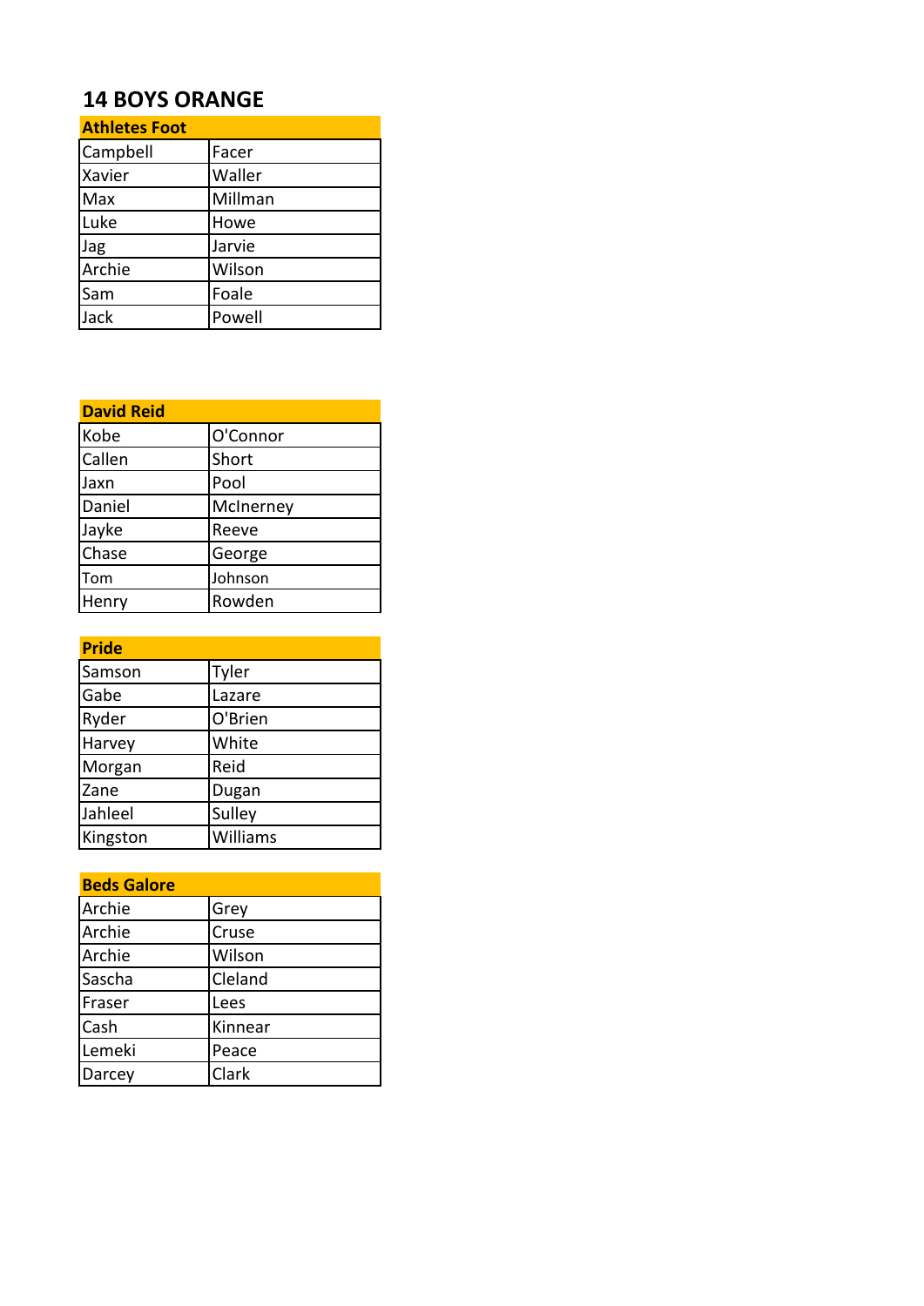# 14 BOYS ORANGE

| Athletes Foot | |
|---|---|
| Campbell | Facer |
| Xavier | Waller |
| Max | Millman |
| Luke | Howe |
| Jag | Jarvie |
| Archie | Wilson |
| Sam | Foale |
| Jack | Powell |

| David Reid | |
|---|---|
| Kobe | O'Connor |
| Callen | Short |
| Jaxn | Pool |
| Daniel | McInerney |
| Jayke | Reeve |
| Chase | George |
| Tom | Johnson |
| Henry | Rowden |

| Pride | |
|---|---|
| Samson | Tyler |
| Gabe | Lazare |
| Ryder | O'Brien |
| Harvey | White |
| Morgan | Reid |
| Zane | Dugan |
| Jahleel | Sulley |
| Kingston | Williams |

| Beds Galore | |
|---|---|
| Archie | Grey |
| Archie | Cruse |
| Archie | Wilson |
| Sascha | Cleland |
| Fraser | Lees |
| Cash | Kinnear |
| Lemeki | Peace |
| Darcey | Clark |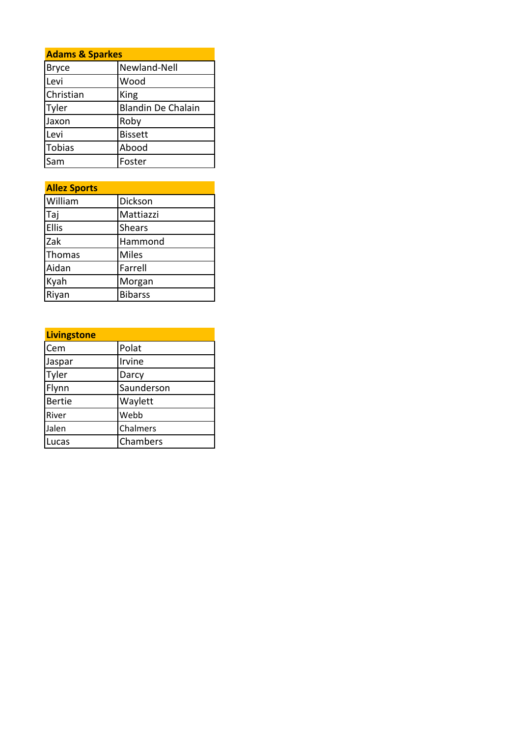| Adams & Sparkes | |
| --- | --- |
| Bryce | Newland-Nell |
| Levi | Wood |
| Christian | King |
| Tyler | Blandin De Chalain |
| Jaxon | Roby |
| Levi | Bissett |
| Tobias | Abood |
| Sam | Foster |

| Allez Sports | |
| --- | --- |
| William | Dickson |
| Taj | Mattiazzi |
| Ellis | Shears |
| Zak | Hammond |
| Thomas | Miles |
| Aidan | Farrell |
| Kyah | Morgan |
| Riyan | Bibarss |

| Livingstone | |
| --- | --- |
| Cem | Polat |
| Jaspar | Irvine |
| Tyler | Darcy |
| Flynn | Saunderson |
| Bertie | Waylett |
| River | Webb |
| Jalen | Chalmers |
| Lucas | Chambers |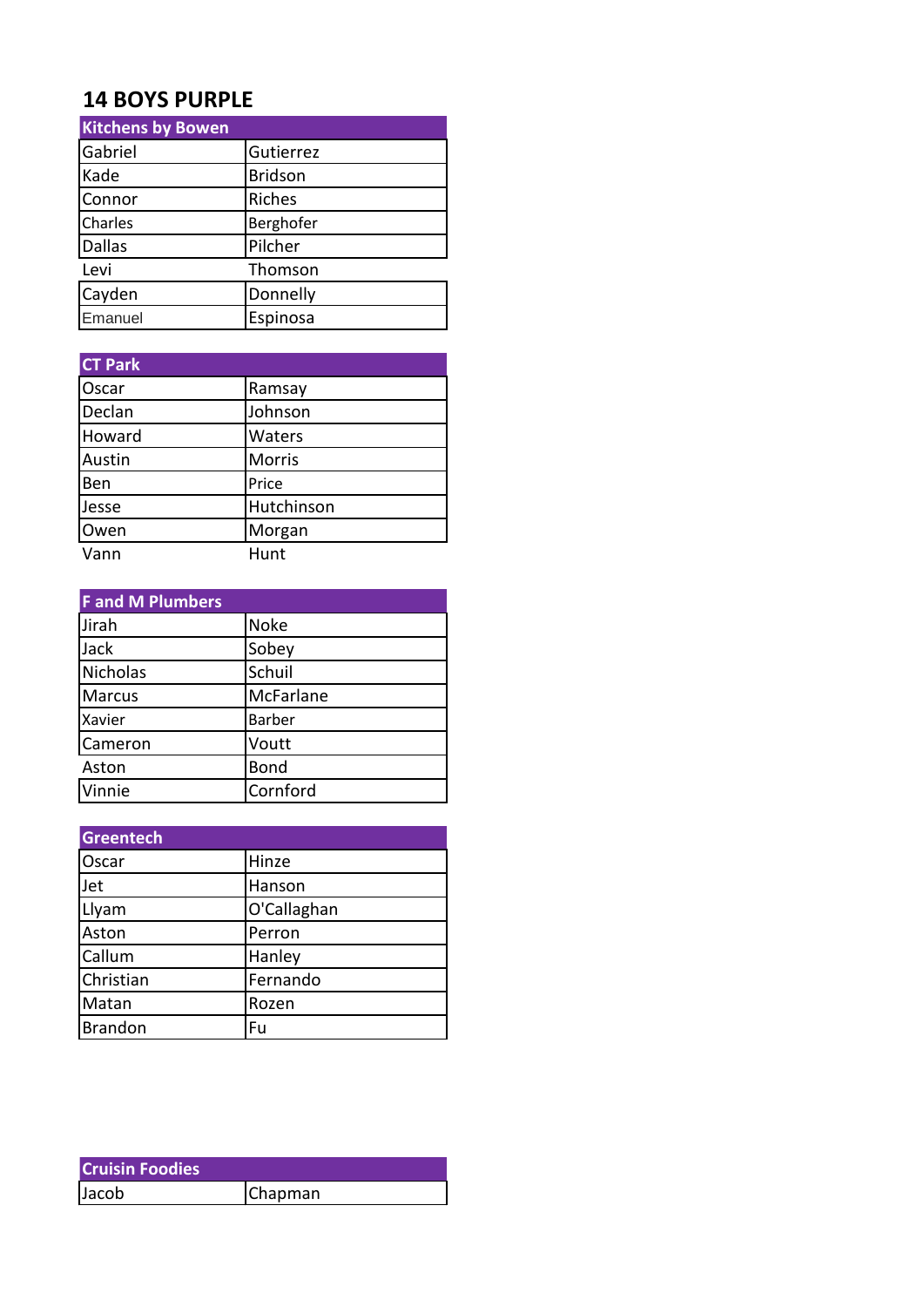# 14 BOYS PURPLE

| Kitchens by Bowen | |
|---|---|
| Gabriel | Gutierrez |
| Kade | Bridson |
| Connor | Riches |
| Charles | Berghofer |
| Dallas | Pilcher |
| Levi | Thomson |
| Cayden | Donnelly |
| Emanuel | Espinosa |

| CT Park | |
|---|---|
| Oscar | Ramsay |
| Declan | Johnson |
| Howard | Waters |
| Austin | Morris |
| Ben | Price |
| Jesse | Hutchinson |
| Owen | Morgan |
| Vann | Hunt |

| F and M Plumbers | |
|---|---|
| Jirah | Noke |
| Jack | Sobey |
| Nicholas | Schuil |
| Marcus | McFarlane |
| Xavier | Barber |
| Cameron | Voutt |
| Aston | Bond |
| Vinnie | Cornford |

| Greentech | |
|---|---|
| Oscar | Hinze |
| Jet | Hanson |
| Llyam | O'Callaghan |
| Aston | Perron |
| Callum | Hanley |
| Christian | Fernando |
| Matan | Rozen |
| Brandon | Fu |

| Cruisin Foodies | |
|---|---|
| Jacob | Chapman |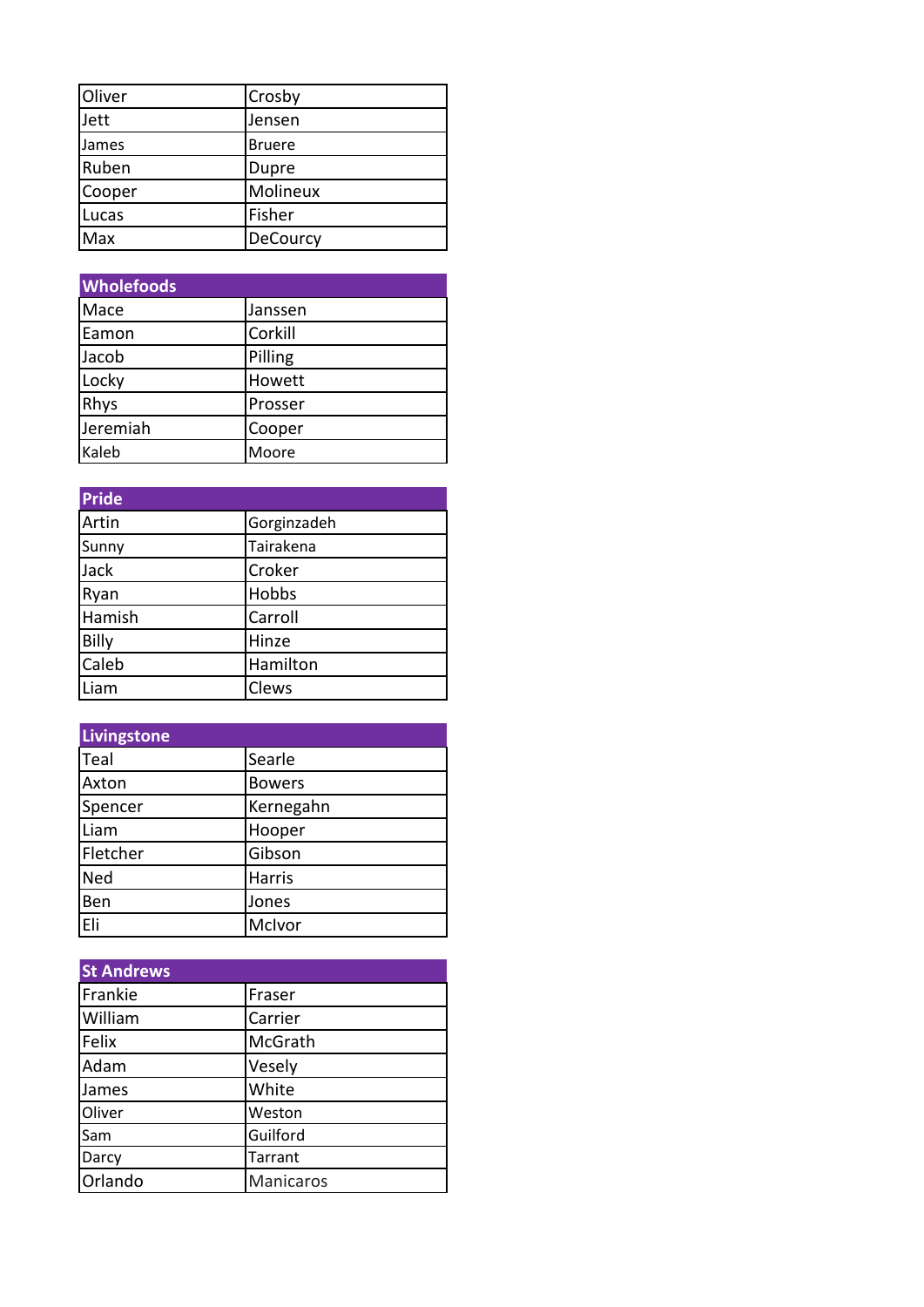| | |
|---|---|
| Oliver | Crosby |
| Jett | Jensen |
| James | Bruere |
| Ruben | Dupre |
| Cooper | Molineux |
| Lucas | Fisher |
| Max | DeCourcy |

| Wholefoods | |
|---|---|
| Mace | Janssen |
| Eamon | Corkill |
| Jacob | Pilling |
| Locky | Howett |
| Rhys | Prosser |
| Jeremiah | Cooper |
| Kaleb | Moore |

| Pride | |
|---|---|
| Artin | Gorginzadeh |
| Sunny | Tairakena |
| Jack | Croker |
| Ryan | Hobbs |
| Hamish | Carroll |
| Billy | Hinze |
| Caleb | Hamilton |
| Liam | Clews |

| Livingstone | |
|---|---|
| Teal | Searle |
| Axton | Bowers |
| Spencer | Kernegahn |
| Liam | Hooper |
| Fletcher | Gibson |
| Ned | Harris |
| Ben | Jones |
| Eli | McIvor |

| St Andrews | |
|---|---|
| Frankie | Fraser |
| William | Carrier |
| Felix | McGrath |
| Adam | Vesely |
| James | White |
| Oliver | Weston |
| Sam | Guilford |
| Darcy | Tarrant |
| Orlando | Manicaros |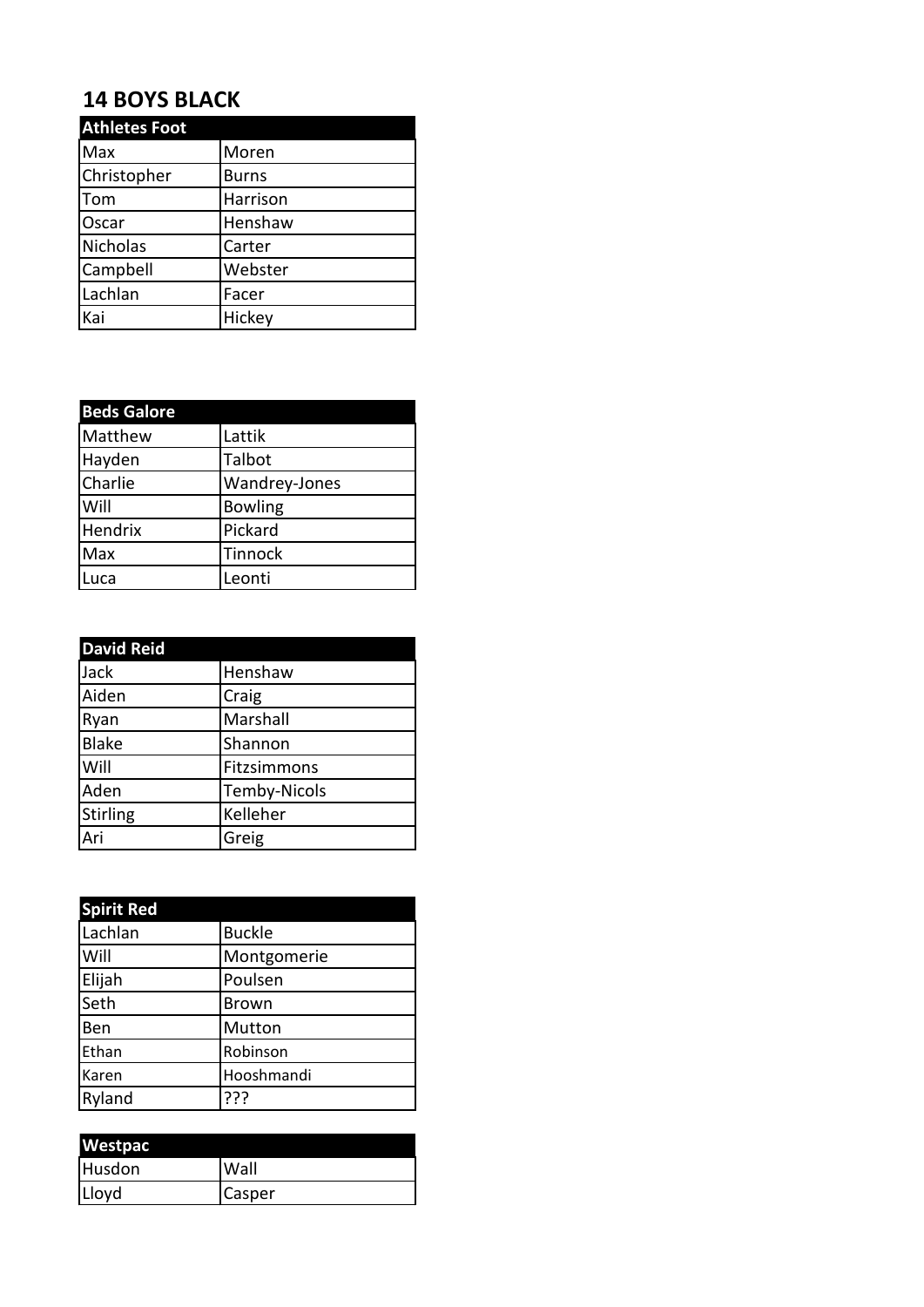# 14 BOYS BLACK

| Athletes Foot | |
|---|---|
| Max | Moren |
| Christopher | Burns |
| Tom | Harrison |
| Oscar | Henshaw |
| Nicholas | Carter |
| Campbell | Webster |
| Lachlan | Facer |
| Kai | Hickey |

| Beds Galore | |
|---|---|
| Matthew | Lattik |
| Hayden | Talbot |
| Charlie | Wandrey-Jones |
| Will | Bowling |
| Hendrix | Pickard |
| Max | Tinnock |
| Luca | Leonti |

| David Reid | |
|---|---|
| Jack | Henshaw |
| Aiden | Craig |
| Ryan | Marshall |
| Blake | Shannon |
| Will | Fitzsimmons |
| Aden | Temby-Nicols |
| Stirling | Kelleher |
| Ari | Greig |

| Spirit Red | |
|---|---|
| Lachlan | Buckle |
| Will | Montgomerie |
| Elijah | Poulsen |
| Seth | Brown |
| Ben | Mutton |
| Ethan | Robinson |
| Karen | Hooshmandi |
| Ryland | ??? |

| Westpac | |
|---|---|
| Husdon | Wall |
| Lloyd | Casper |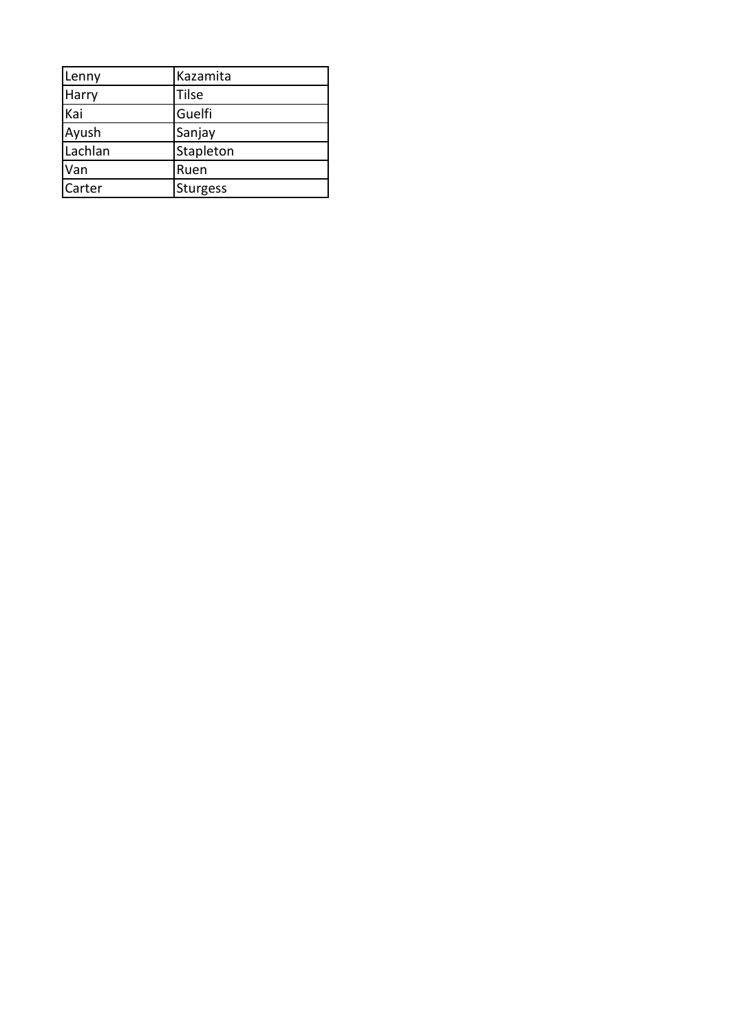| | |
|---|---|
| Lenny | Kazamita |
| Harry | Tilse |
| Kai | Guelfi |
| Ayush | Sanjay |
| Lachlan | Stapleton |
| Van | Ruen |
| Carter | Sturgess |